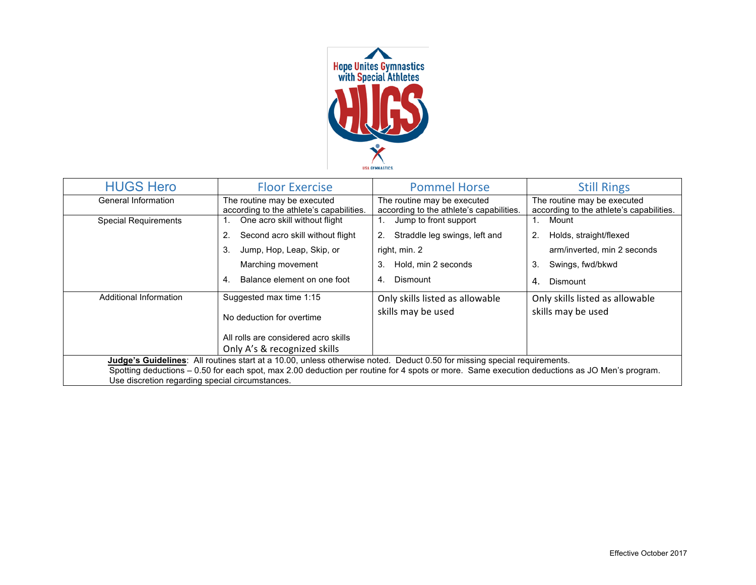Hope Unites Gymnastics with Special Athletes

HUGS

USA GYMNASTICS

| HUGS Hero | Floor Exercise | Pommel Horse | Still Rings |
|---|---|---|---|
| General Information | The routine may be executed according to the athlete's capabilities. | The routine may be executed according to the athlete's capabilities. | The routine may be executed according to the athlete's capabilities. |
| Special Requirements | 1. One acro skill without flight<br>2. Second acro skill without flight<br>3. Jump, Hop, Leap, Skip, or Marching movement<br>4. Balance element on one foot | 1. Jump to front support<br>2. Straddle leg swings, left and right, min. 2<br>3. Hold, min 2 seconds<br>4. Dismount | 1. Mount<br>2. Holds, straight/flexed arm/inverted, min 2 seconds<br>3. Swings, fwd/bkwd<br>4. Dismount |
| Additional Information | Suggested max time 1:15<br><br>No deduction for overtime<br><br>All rolls are considered acro skills<br>Only A's & recognized skills | Only skills listed as allowable skills may be used | Only skills listed as allowable skills may be used |

**Judge's Guidelines**: All routines start at a 10.00, unless otherwise noted. Deduct 0.50 for missing special requirements. Spotting deductions – 0.50 for each spot, max 2.00 deduction per routine for 4 spots or more. Same execution deductions as JO Men's program. Use discretion regarding special circumstances.

Effective October 2017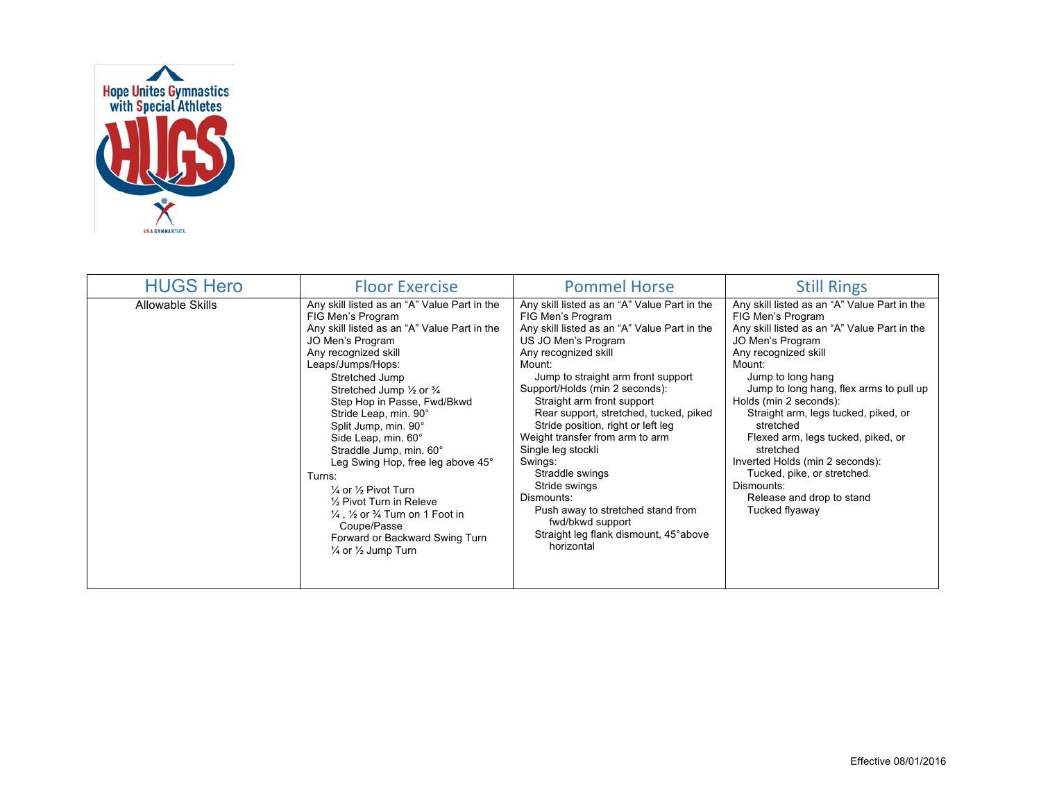| HUGS Hero | Floor Exercise | Pommel Horse | Still Rings |
|---|---|---|---|
| Allowable Skills | Any skill listed as an "A" Value Part in the FIG Men's Program<br>Any skill listed as an "A" Value Part in the JO Men's Program<br>Any recognized skill<br>Leaps/Jumps/Hops:<br>Stretched Jump<br>Stretched Jump ½ or ¾<br>Step Hop in Passe, Fwd/Bkwd<br>Stride Leap, min. 90°<br>Split Jump, min. 90°<br>Side Leap, min. 60°<br>Straddle Jump, min. 60°<br>Leg Swing Hop, free leg above 45°<br>Turns:<br>¼ or ½ Pivot Turn<br>½ Pivot Turn in Releve<br>¼ , ½ or ¾ Turn on 1 Foot in Coupe/Passe<br>Forward or Backward Swing Turn<br>¼ or ½ Jump Turn | Any skill listed as an "A" Value Part in the FIG Men's Program<br>Any skill listed as an "A" Value Part in the US JO Men's Program<br>Any recognized skill<br>Mount:<br>Jump to straight arm front support<br>Support/Holds (min 2 seconds):<br>Straight arm front support<br>Rear support, stretched, tucked, piked<br>Stride position, right or left leg<br>Weight transfer from arm to arm<br>Single leg stockli<br>Swings:<br>Straddle swings<br>Stride swings<br>Dismounts:<br>Push away to stretched stand from fwd/bkwd support<br>Straight leg flank dismount, 45°above horizontal | Any skill listed as an "A" Value Part in the FIG Men's Program<br>Any skill listed as an "A" Value Part in the JO Men's Program<br>Any recognized skill<br>Mount:<br>Jump to long hang<br>Jump to long hang, flex arms to pull up<br>Holds (min 2 seconds):<br>Straight arm, legs tucked, piked, or stretched<br>Flexed arm, legs tucked, piked, or stretched<br>Inverted Holds (min 2 seconds):<br>Tucked, pike, or stretched.<br>Dismounts:<br>Release and drop to stand<br>Tucked flyaway |

Effective 08/01/2016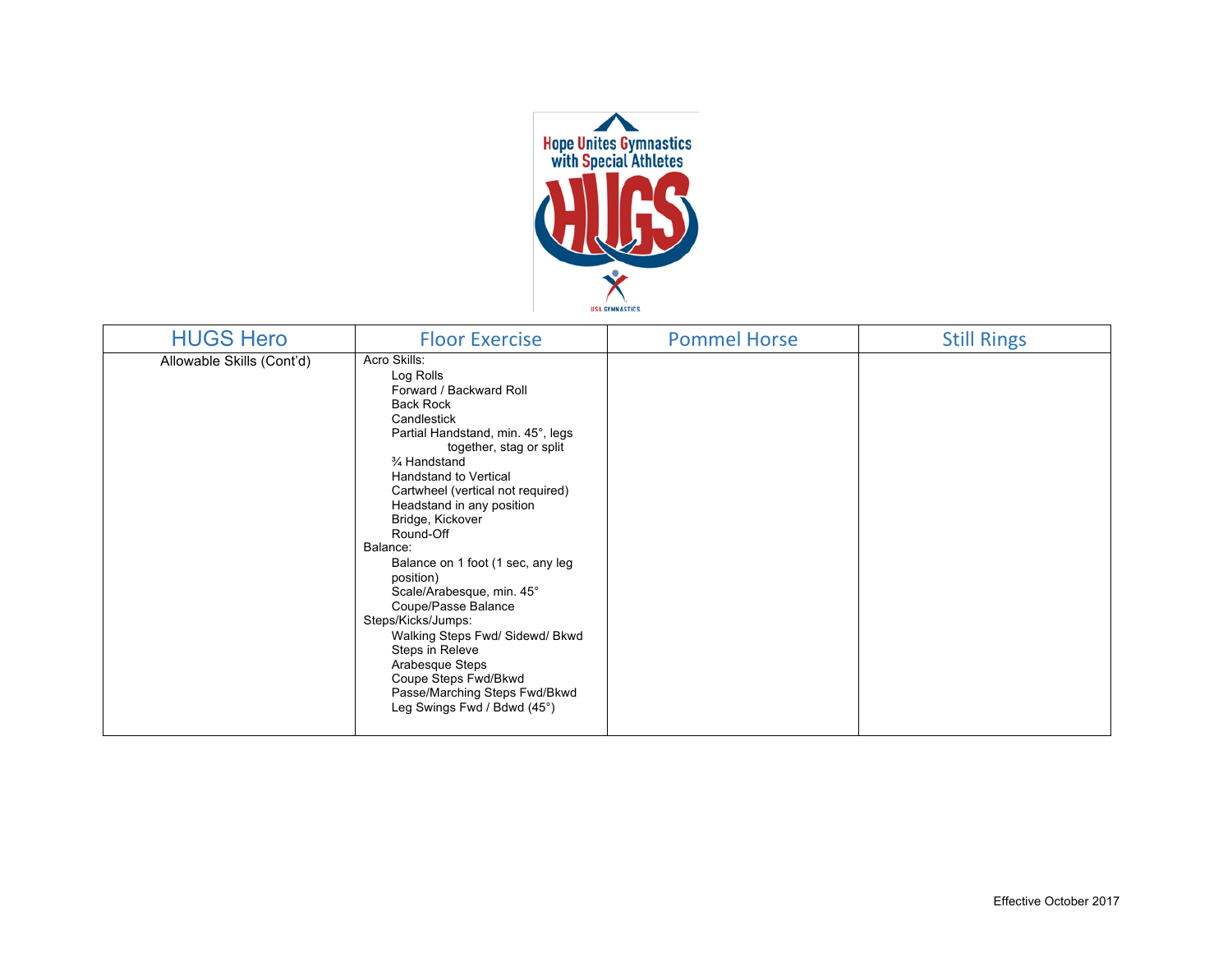Hope Unites Gymnastics with Special Athletes

HUGS

USA GYMNASTICS

| HUGS Hero | Floor Exercise | Pommel Horse | Still Rings |
|---|---|---|---|
| Allowable Skills (Cont'd) | Acro Skills:<br>Log Rolls<br>Forward / Backward Roll<br>Back Rock<br>Candlestick<br>Partial Handstand, min. 45°, legs together, stag or split<br>¾ Handstand<br>Handstand to Vertical<br>Cartwheel (vertical not required)<br>Headstand in any position<br>Bridge, Kickover<br>Round-Off<br>Balance:<br>Balance on 1 foot (1 sec, any leg position)<br>Scale/Arabesque, min. 45°<br>Coupe/Passe Balance<br>Steps/Kicks/Jumps:<br>Walking Steps Fwd/ Sidewd/ Bkwd<br>Steps in Releve<br>Arabesque Steps<br>Coupe Steps Fwd/Bkwd<br>Passe/Marching Steps Fwd/Bkwd<br>Leg Swings Fwd / Bdwd (45°) | | |

Effective October 2017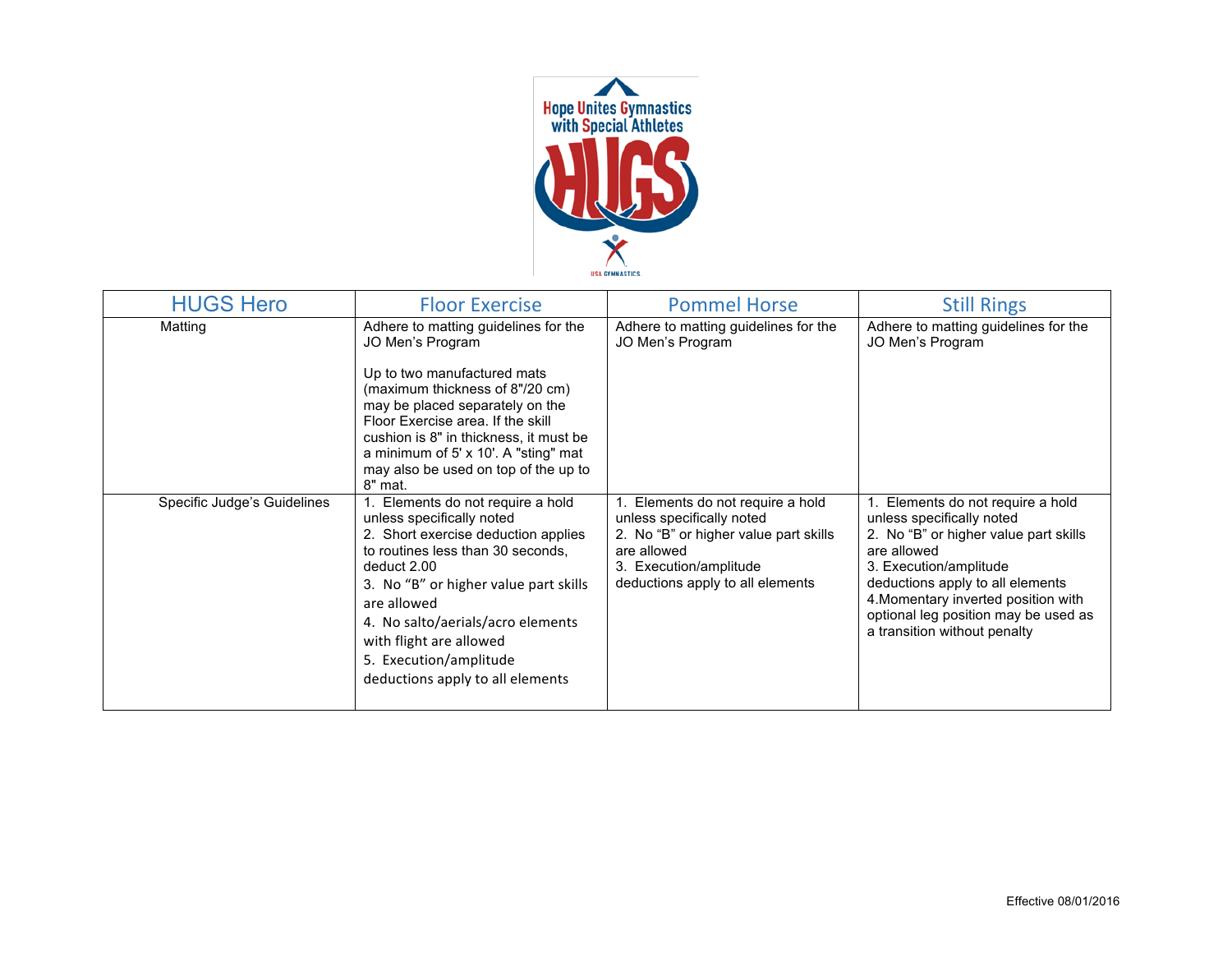| HUGS Hero | Floor Exercise | Pommel Horse | Still Rings |
|---|---|---|---|
| Matting | Adhere to matting guidelines for the JO Men's Program<br><br>Up to two manufactured mats (maximum thickness of 8"/20 cm) may be placed separately on the Floor Exercise area. If the skill cushion is 8" in thickness, it must be a minimum of 5' x 10'. A "sting" mat may also be used on top of the up to 8" mat. | Adhere to matting guidelines for the JO Men's Program | Adhere to matting guidelines for the JO Men's Program |
| Specific Judge's Guidelines | 1. Elements do not require a hold unless specifically noted<br>2. Short exercise deduction applies to routines less than 30 seconds, deduct 2.00<br>3. No "B" or higher value part skills are allowed<br>4. No salto/aerials/acro elements with flight are allowed<br>5. Execution/amplitude deductions apply to all elements | 1. Elements do not require a hold unless specifically noted<br>2. No "B" or higher value part skills are allowed<br>3. Execution/amplitude deductions apply to all elements | 1. Elements do not require a hold unless specifically noted<br>2. No "B" or higher value part skills are allowed<br>3. Execution/amplitude deductions apply to all elements<br>4. Momentary inverted position with optional leg position may be used as a transition without penalty |

Effective 08/01/2016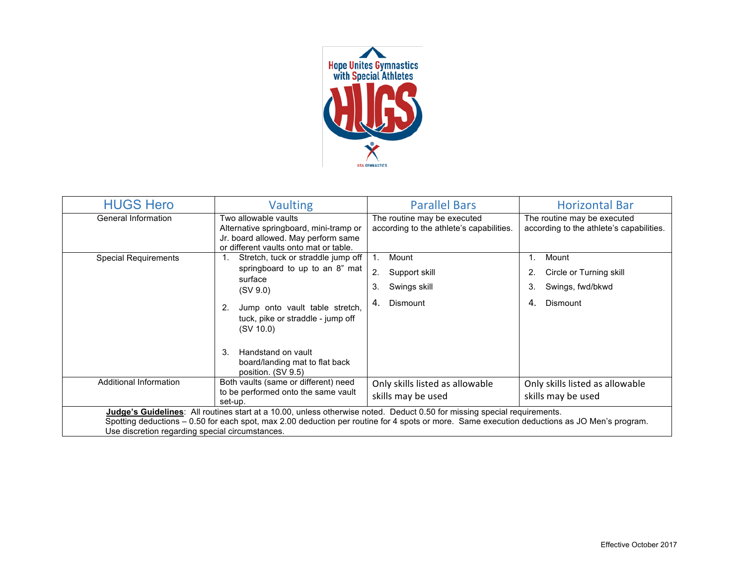Hope Unites Gymnastics with Special Athletes

HUGS

USA GYMNASTICS

| HUGS Hero | Vaulting | Parallel Bars | Horizontal Bar |
| --- | --- | --- | --- |
| General Information | Two allowable vaults<br>Alternative springboard, mini-tramp or Jr. board allowed. May perform same or different vaults onto mat or table. | The routine may be executed according to the athlete's capabilities. | The routine may be executed according to the athlete's capabilities. |
| Special Requirements | 1. Stretch, tuck or straddle jump off springboard to up to an 8" mat surface (SV 9.0)<br>2. Jump onto vault table stretch, tuck, pike or straddle - jump off (SV 10.0)<br>3. Handstand on vault board/landing mat to flat back position. (SV 9.5) | 1. Mount<br>2. Support skill<br>3. Swings skill<br>4. Dismount | 1. Mount<br>2. Circle or Turning skill<br>3. Swings, fwd/bkwd<br>4. Dismount |
| Additional Information | Both vaults (same or different) need to be performed onto the same vault set-up. | Only skills listed as allowable skills may be used | Only skills listed as allowable skills may be used |

**Judge's Guidelines**: All routines start at a 10.00, unless otherwise noted. Deduct 0.50 for missing special requirements.
Spotting deductions – 0.50 for each spot, max 2.00 deduction per routine for 4 spots or more. Same execution deductions as JO Men's program.
Use discretion regarding special circumstances.

Effective October 2017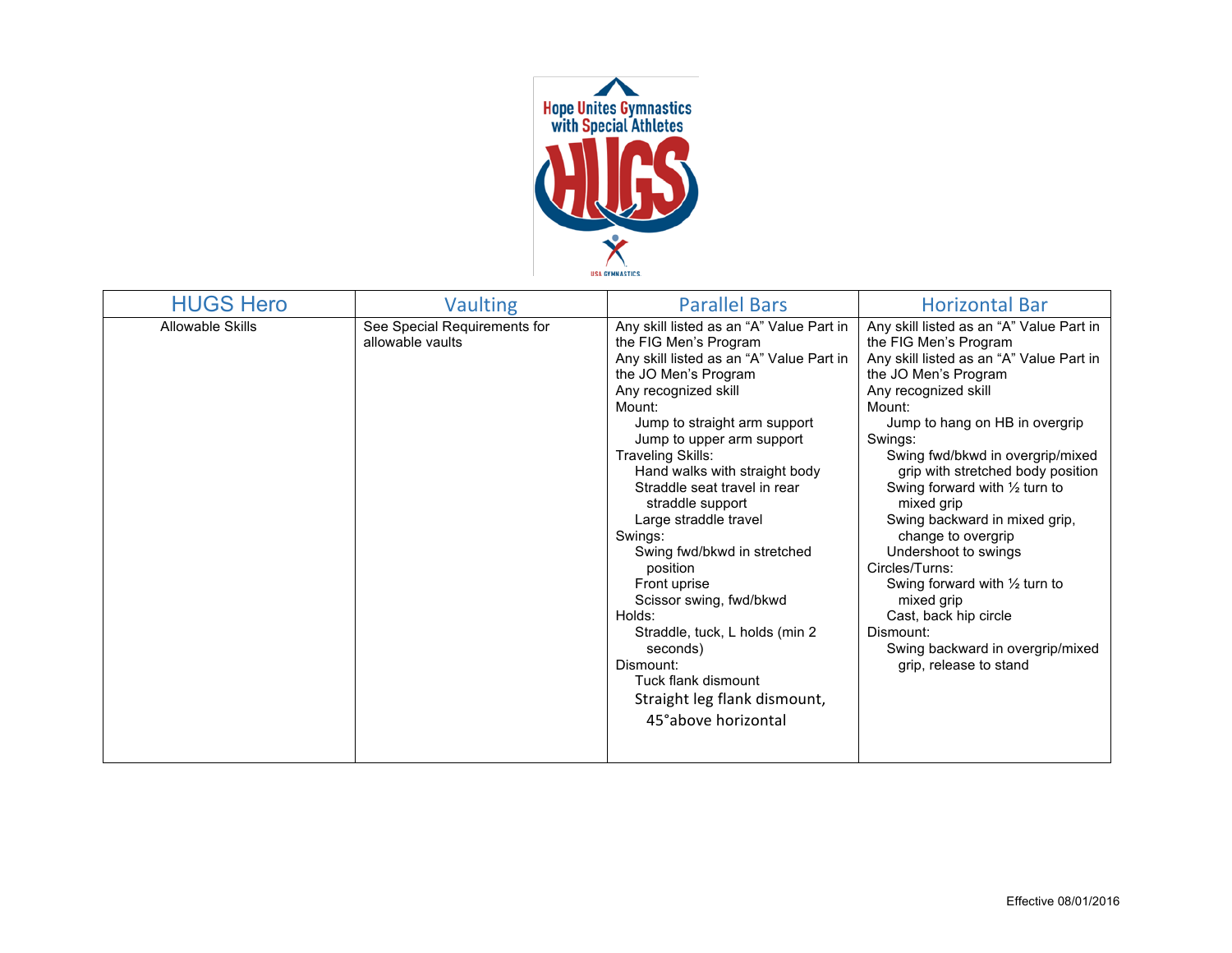Hope Unites Gymnastics with Special Athletes

HUGS

USA GYMNASTICS

| HUGS Hero | Vaulting | Parallel Bars | Horizontal Bar |
|---|---|---|---|
| Allowable Skills | See Special Requirements for allowable vaults | Any skill listed as an "A" Value Part in the FIG Men's Program<br>Any skill listed as an "A" Value Part in the JO Men's Program<br>Any recognized skill<br>Mount:<br>Jump to straight arm support<br>Jump to upper arm support<br>Traveling Skills:<br>Hand walks with straight body<br>Straddle seat travel in rear straddle support<br>Large straddle travel<br>Swings:<br>Swing fwd/bkwd in stretched position<br>Front uprise<br>Scissor swing, fwd/bkwd<br>Holds:<br>Straddle, tuck, L holds (min 2 seconds)<br>Dismount:<br>Tuck flank dismount<br>Straight leg flank dismount, 45°above horizontal | Any skill listed as an "A" Value Part in the FIG Men's Program<br>Any skill listed as an "A" Value Part in the JO Men's Program<br>Any recognized skill<br>Mount:<br>Jump to hang on HB in overgrip<br>Swings:<br>Swing fwd/bkwd in overgrip/mixed grip with stretched body position<br>Swing forward with ½ turn to mixed grip<br>Swing backward in mixed grip, change to overgrip<br>Undershoot to swings<br>Circles/Turns:<br>Swing forward with ½ turn to mixed grip<br>Cast, back hip circle<br>Dismount:<br>Swing backward in overgrip/mixed grip, release to stand |

Effective 08/01/2016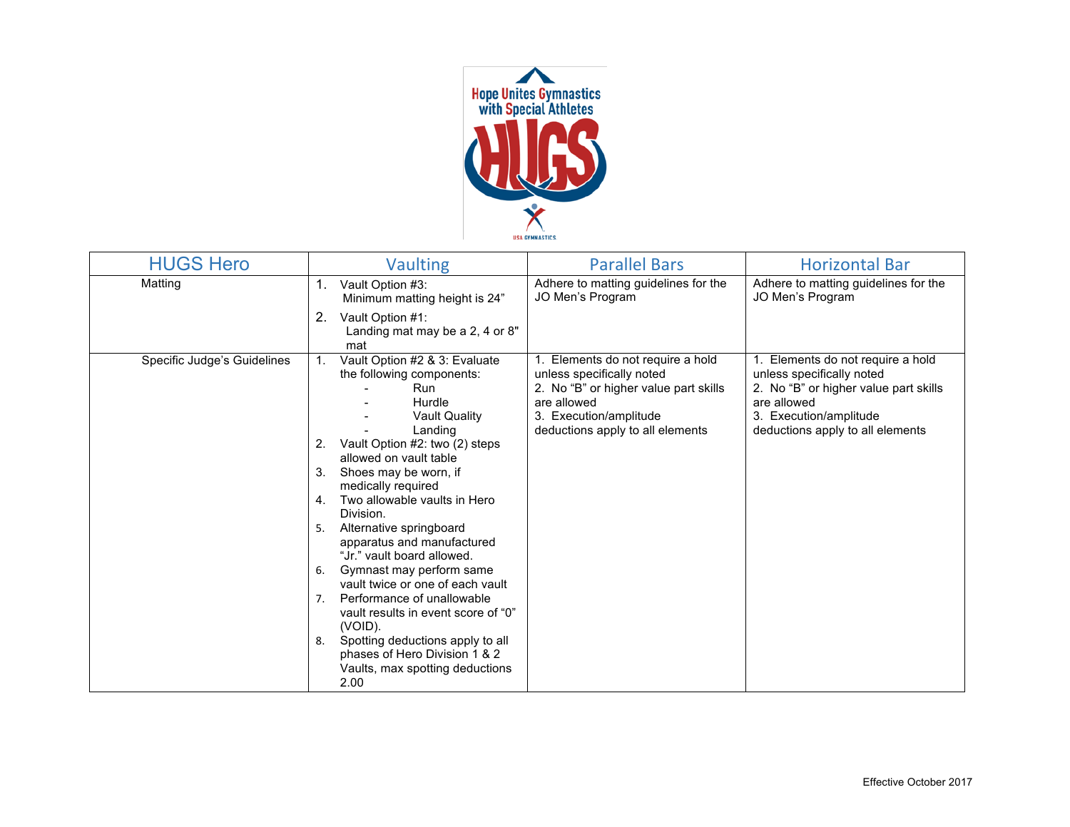| HUGS Hero | Vaulting | Parallel Bars | Horizontal Bar |
|---|---|---|---|
| Matting | 1. Vault Option #3: Minimum matting height is 24"<br>2. Vault Option #1: Landing mat may be a 2, 4 or 8" mat | Adhere to matting guidelines for the JO Men's Program | Adhere to matting guidelines for the JO Men's Program |
| Specific Judge's Guidelines | 1. Vault Option #2 & 3: Evaluate the following components:<br>- Run<br>- Hurdle<br>- Vault Quality<br>- Landing<br>2. Vault Option #2: two (2) steps allowed on vault table<br>3. Shoes may be worn, if medically required<br>4. Two allowable vaults in Hero Division.<br>5. Alternative springboard apparatus and manufactured "Jr." vault board allowed.<br>6. Gymnast may perform same vault twice or one of each vault<br>7. Performance of unallowable vault results in event score of "0" (VOID).<br>8. Spotting deductions apply to all phases of Hero Division 1 & 2 Vaults, max spotting deductions 2.00 | 1. Elements do not require a hold unless specifically noted<br>2. No "B" or higher value part skills are allowed<br>3. Execution/amplitude deductions apply to all elements | 1. Elements do not require a hold unless specifically noted<br>2. No "B" or higher value part skills are allowed<br>3. Execution/amplitude deductions apply to all elements |

Effective October 2017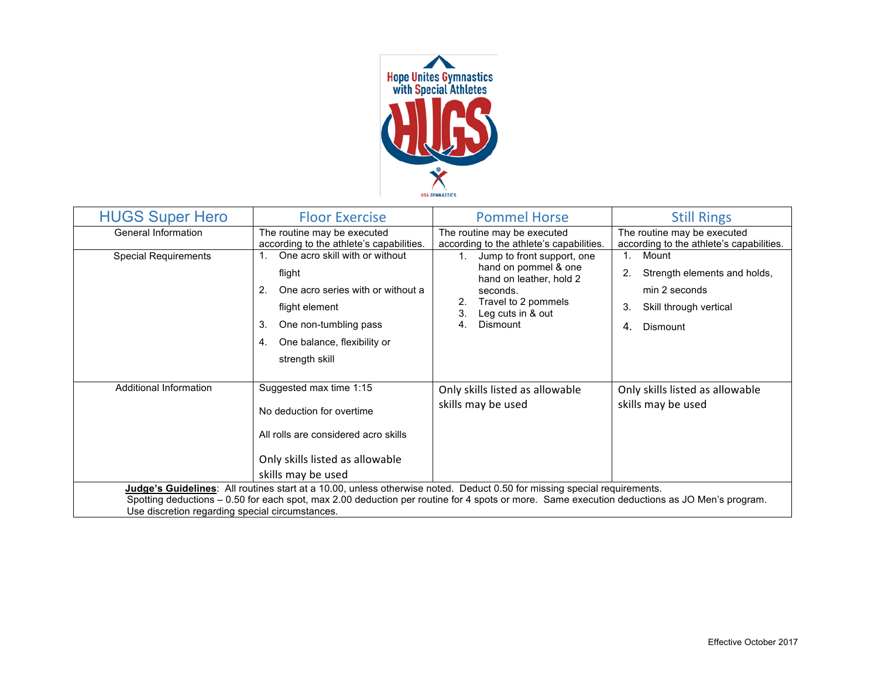Hope Unites Gymnastics with Special Athletes

HUGS

USA GYMNASTICS

| HUGS Super Hero | Floor Exercise | Pommel Horse | Still Rings |
|---|---|---|---|
| General Information | The routine may be executed according to the athlete's capabilities. | The routine may be executed according to the athlete's capabilities. | The routine may be executed according to the athlete's capabilities. |
| Special Requirements | 1. One acro skill with or without flight<br>2. One acro series with or without a flight element<br>3. One non-tumbling pass<br>4. One balance, flexibility or strength skill | 1. Jump to front support, one hand on pommel & one hand on leather, hold 2 seconds.<br>2. Travel to 2 pommels<br>3. Leg cuts in & out<br>4. Dismount | 1. Mount<br>2. Strength elements and holds, min 2 seconds<br>3. Skill through vertical<br>4. Dismount |
| Additional Information | Suggested max time 1:15<br><br>No deduction for overtime<br><br>All rolls are considered acro skills<br><br>Only skills listed as allowable skills may be used | Only skills listed as allowable skills may be used | Only skills listed as allowable skills may be used |

**Judge's Guidelines**: All routines start at a 10.00, unless otherwise noted. Deduct 0.50 for missing special requirements.
Spotting deductions – 0.50 for each spot, max 2.00 deduction per routine for 4 spots or more. Same execution deductions as JO Men's program.
Use discretion regarding special circumstances.

Effective October 2017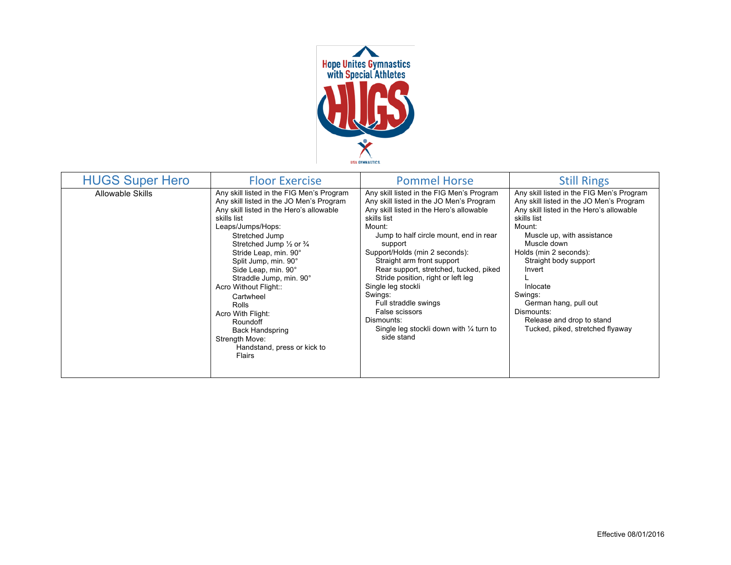Hope Unites Gymnastics with Special Athletes

HUGS

USA GYMNASTICS

| HUGS Super Hero | Floor Exercise | Pommel Horse | Still Rings |
|---|---|---|---|
| Allowable Skills | Any skill listed in the FIG Men's Program<br>Any skill listed in the JO Men's Program<br>Any skill listed in the Hero's allowable skills list<br>Leaps/Jumps/Hops:<br>Stretched Jump<br>Stretched Jump ½ or ¾<br>Stride Leap, min. 90°<br>Split Jump, min. 90°<br>Side Leap, min. 90°<br>Straddle Jump, min. 90°<br>Acro Without Flight::<br>Cartwheel<br>Rolls<br>Acro With Flight:<br>Roundoff<br>Back Handspring<br>Strength Move:<br>Handstand, press or kick to<br>Flairs | Any skill listed in the FIG Men's Program<br>Any skill listed in the JO Men's Program<br>Any skill listed in the Hero's allowable skills list<br>Mount:<br>Jump to half circle mount, end in rear support<br>Support/Holds (min 2 seconds):<br>Straight arm front support<br>Rear support, stretched, tucked, piked<br>Stride position, right or left leg<br>Single leg stockli<br>Swings:<br>Full straddle swings<br>False scissors<br>Dismounts:<br>Single leg stockli down with ¼ turn to side stand | Any skill listed in the FIG Men's Program<br>Any skill listed in the JO Men's Program<br>Any skill listed in the Hero's allowable skills list<br>Mount:<br>Muscle up, with assistance<br>Muscle down<br>Holds (min 2 seconds):<br>Straight body support<br>Invert<br>L<br>Inlocate<br>Swings:<br>German hang, pull out<br>Dismounts:<br>Release and drop to stand<br>Tucked, piked, stretched flyaway |

Effective 08/01/2016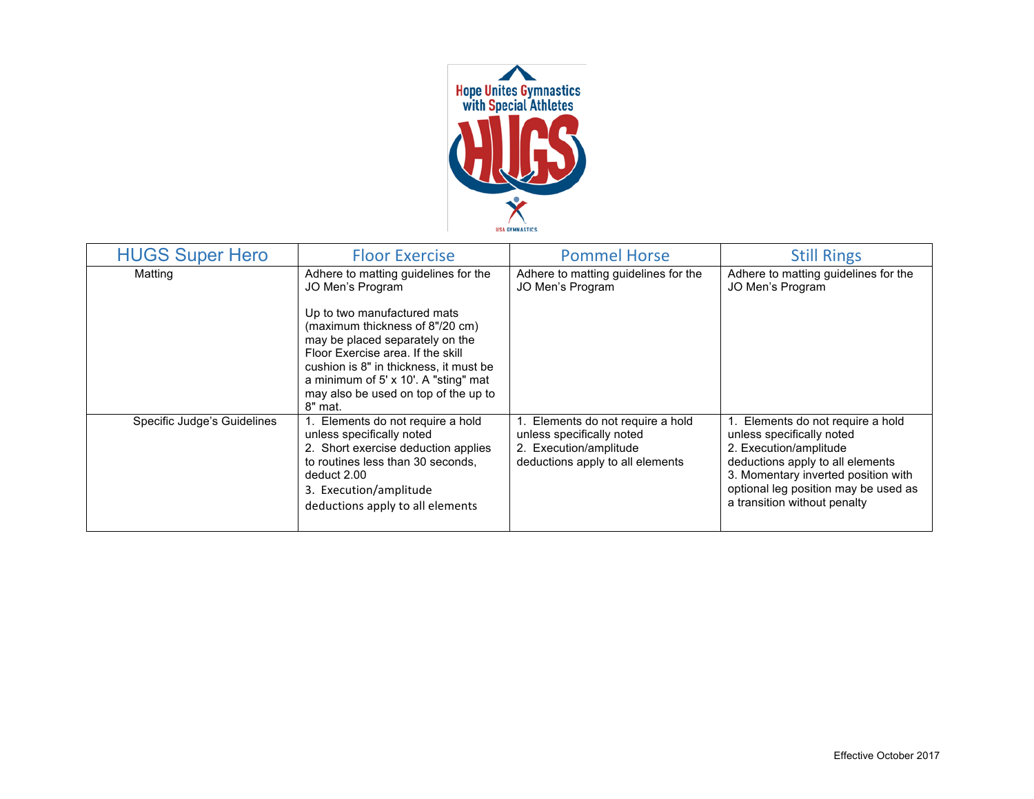Hope Unites Gymnastics with Special Athletes

HUGS

USA GYMNASTICS

| HUGS Super Hero | Floor Exercise | Pommel Horse | Still Rings |
|---|---|---|---|
| Matting | Adhere to matting guidelines for the JO Men's Program<br><br>Up to two manufactured mats (maximum thickness of 8"/20 cm) may be placed separately on the Floor Exercise area. If the skill cushion is 8" in thickness, it must be a minimum of 5' x 10'. A "sting" mat may also be used on top of the up to 8" mat. | Adhere to matting guidelines for the JO Men's Program | Adhere to matting guidelines for the JO Men's Program |
| Specific Judge's Guidelines | 1. Elements do not require a hold unless specifically noted<br>2. Short exercise deduction applies to routines less than 30 seconds, deduct 2.00<br>3. Execution/amplitude deductions apply to all elements | 1. Elements do not require a hold unless specifically noted<br>2. Execution/amplitude deductions apply to all elements | 1. Elements do not require a hold unless specifically noted<br>2. Execution/amplitude deductions apply to all elements<br>3. Momentary inverted position with optional leg position may be used as a transition without penalty |

Effective October 2017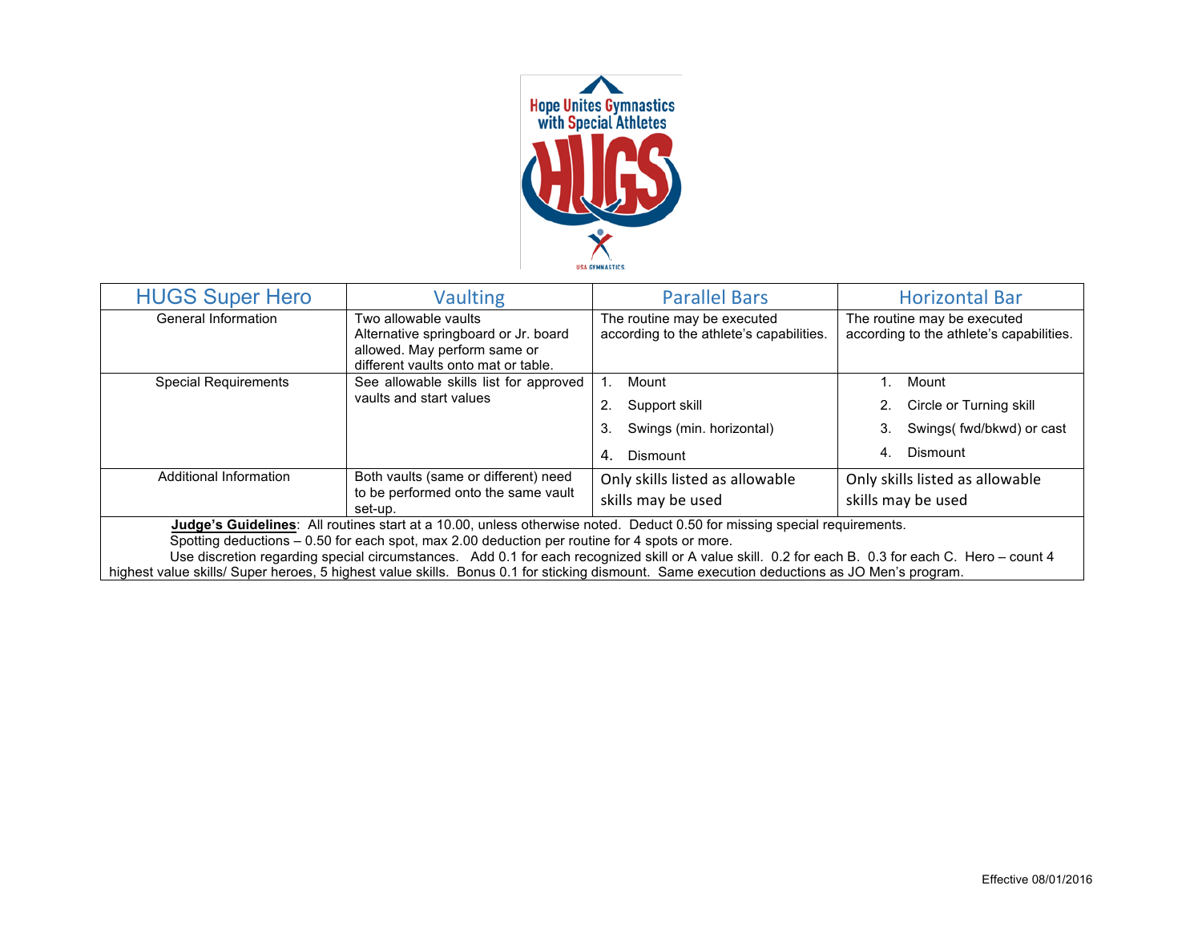Hope Unites Gymnastics with Special Athletes

HUGS

USA GYMNASTICS

| HUGS Super Hero | Vaulting | Parallel Bars | Horizontal Bar |
|---|---|---|---|
| General Information | Two allowable vaults<br>Alternative springboard or Jr. board allowed. May perform same or different vaults onto mat or table. | The routine may be executed according to the athlete's capabilities. | The routine may be executed according to the athlete's capabilities. |
| Special Requirements | See allowable skills list for approved vaults and start values | 1. Mount<br>2. Support skill<br>3. Swings (min. horizontal)<br>4. Dismount | 1. Mount<br>2. Circle or Turning skill<br>3. Swings( fwd/bkwd) or cast<br>4. Dismount |
| Additional Information | Both vaults (same or different) need to be performed onto the same vault set-up. | Only skills listed as allowable skills may be used | Only skills listed as allowable skills may be used |

**Judge's Guidelines**: All routines start at a 10.00, unless otherwise noted. Deduct 0.50 for missing special requirements.
Spotting deductions – 0.50 for each spot, max 2.00 deduction per routine for 4 spots or more.
Use discretion regarding special circumstances. Add 0.1 for each recognized skill or A value skill. 0.2 for each B. 0.3 for each C. Hero – count 4 highest value skills/ Super heroes, 5 highest value skills. Bonus 0.1 for sticking dismount. Same execution deductions as JO Men's program.

Effective 08/01/2016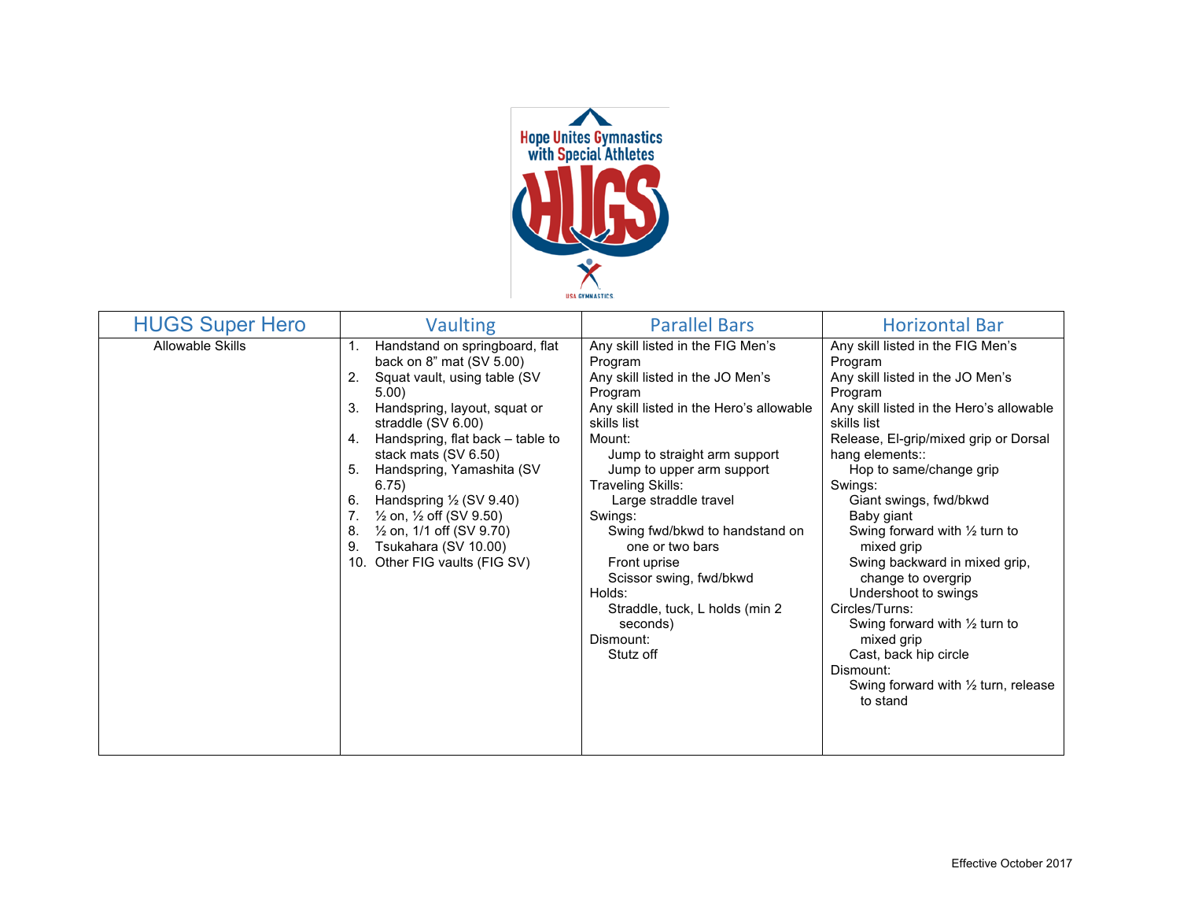| HUGS Super Hero | Vaulting | Parallel Bars | Horizontal Bar |
|---|---|---|---|
| Allowable Skills | 1. Handstand on springboard, flat back on 8" mat (SV 5.00)<br>2. Squat vault, using table (SV 5.00)<br>3. Handspring, layout, squat or straddle (SV 6.00)<br>4. Handspring, flat back – table to stack mats (SV 6.50)<br>5. Handspring, Yamashita (SV 6.75)<br>6. Handspring ½ (SV 9.40)<br>7. ½ on, ½ off (SV 9.50)<br>8. ½ on, 1/1 off (SV 9.70)<br>9. Tsukahara (SV 10.00)<br>10. Other FIG vaults (FIG SV) | Any skill listed in the FIG Men's Program<br>Any skill listed in the JO Men's Program<br>Any skill listed in the Hero's allowable skills list<br>Mount:<br>Jump to straight arm support<br>Jump to upper arm support<br>Traveling Skills:<br>Large straddle travel<br>Swings:<br>Swing fwd/bkwd to handstand on one or two bars<br>Front uprise<br>Scissor swing, fwd/bkwd<br>Holds:<br>Straddle, tuck, L holds (min 2 seconds)<br>Dismount:<br>Stutz off | Any skill listed in the FIG Men's Program<br>Any skill listed in the JO Men's Program<br>Any skill listed in the Hero's allowable skills list<br>Release, El-grip/mixed grip or Dorsal hang elements::<br>Hop to same/change grip<br>Swings:<br>Giant swings, fwd/bkwd<br>Baby giant<br>Swing forward with ½ turn to mixed grip<br>Swing backward in mixed grip, change to overgrip<br>Undershoot to swings<br>Circles/Turns:<br>Swing forward with ½ turn to mixed grip<br>Cast, back hip circle<br>Dismount:<br>Swing forward with ½ turn, release to stand |

Effective October 2017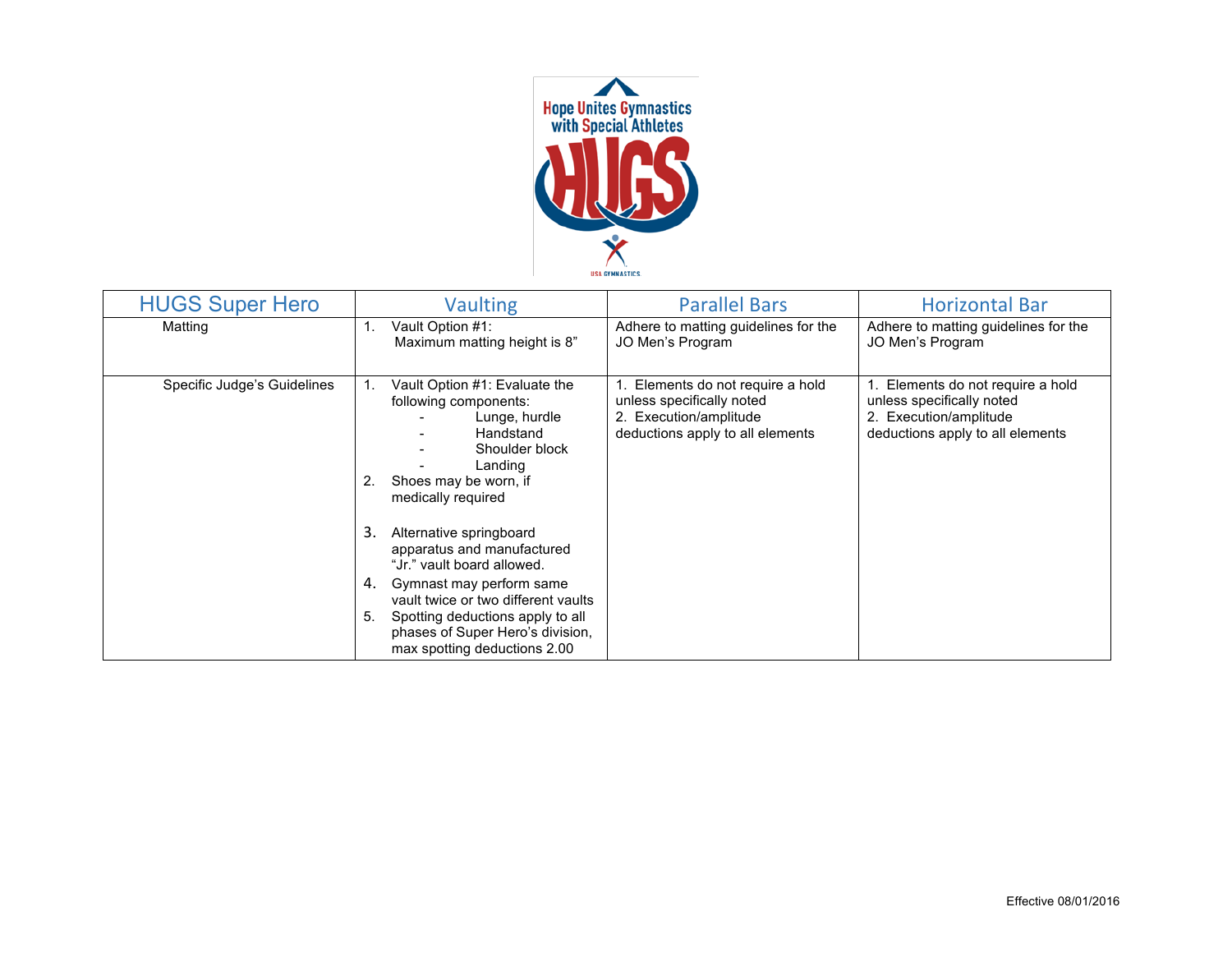Hope Unites Gymnastics with Special Athletes

HUGS

USA GYMNASTICS

| HUGS Super Hero | Vaulting | Parallel Bars | Horizontal Bar |
|---|---|---|---|
| Matting | 1. Vault Option #1: Maximum matting height is 8" | Adhere to matting guidelines for the JO Men's Program | Adhere to matting guidelines for the JO Men's Program |
| Specific Judge's Guidelines | 1. Vault Option #1: Evaluate the following components:<br>- Lunge, hurdle<br>- Handstand<br>- Shoulder block<br>- Landing<br>2. Shoes may be worn, if medically required<br>3. Alternative springboard apparatus and manufactured "Jr." vault board allowed.<br>4. Gymnast may perform same vault twice or two different vaults<br>5. Spotting deductions apply to all phases of Super Hero's division, max spotting deductions 2.00 | 1. Elements do not require a hold unless specifically noted<br>2. Execution/amplitude deductions apply to all elements | 1. Elements do not require a hold unless specifically noted<br>2. Execution/amplitude deductions apply to all elements |

Effective 08/01/2016